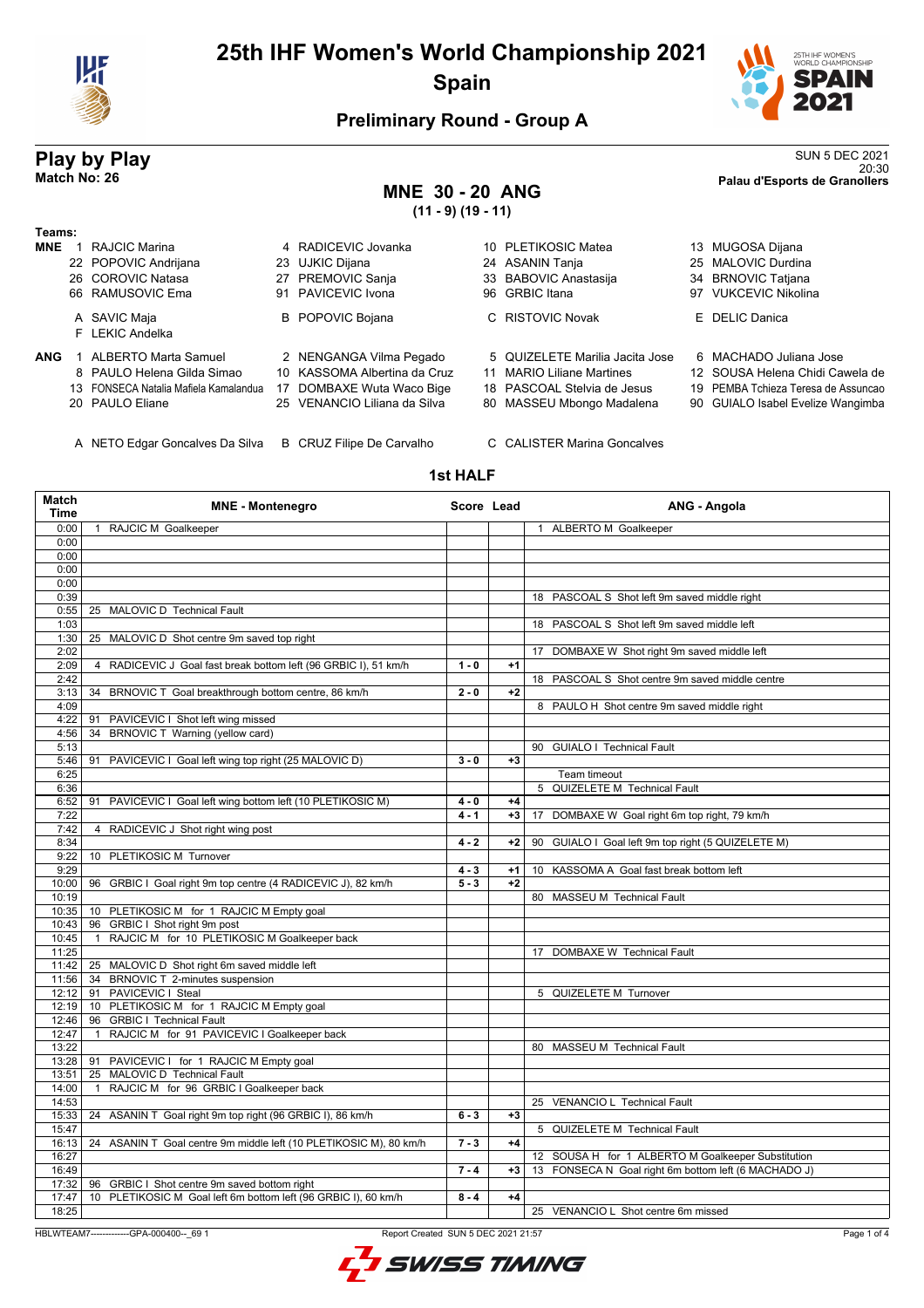# 25th IHF Women's World Championship 2021

## Spain

### Preliminary Round - Group A

## Play by Play

**Match No: 26**

SUN 5 DEC 2021
20:30
**Palau d'Esports de Granollers**

## MNE 30 - 20 ANG

**(11 - 9) (19 - 11)**

**Teams:**

**MNE**
1 RAJCIC Marina, 4 RADICEVIC Jovanka, 10 PLETIKOSIC Matea, 13 MUGOSA Dijana, 22 POPOVIC Andrijana, 23 UJKIC Dijana, 24 ASANIN Tanja, 25 MALOVIC Durdina, 26 COROVIC Natasa, 27 PREMOVIC Sanja, 33 BABOVIC Anastasija, 34 BRNOVIC Tatjana, 66 RAMUSOVIC Ema, 91 PAVICEVIC Ivona, 96 GRBIC Itana, 97 VUKCEVIC Nikolina

A SAVIC Maja, B POPOVIC Bojana, C RISTOVIC Novak, E DELIC Danica, F LEKIC Andelka

**ANG**
1 ALBERTO Marta Samuel, 2 NENGANGA Vilma Pegado, 5 QUIZELETE Marilia Jacita Jose, 6 MACHADO Juliana Jose, 8 PAULO Helena Gilda Simao, 10 KASSOMA Albertina da Cruz, 11 MARIO Liliane Martines, 12 SOUSA Helena Chidi Cawela de, 13 FONSECA Natalia Mafiela Kamalandua, 17 DOMBAXE Wuta Waco Bige, 18 PASCOAL Stelvia de Jesus, 19 PEMBA Tchieza Teresa de Assuncao, 20 PAULO Eliane, 25 VENANCIO Liliana da Silva, 80 MASSEU Mbongo Madalena, 90 GUIALO Isabel Evelize Wangimba

A NETO Edgar Goncalves Da Silva, B CRUZ Filipe De Carvalho, C CALISTER Marina Goncalves

### 1st HALF

| Match Time | MNE - Montenegro | Score | Lead | ANG - Angola |
|---|---|---|---|---|
| 0:00 | 1 RAJCIC M Goalkeeper | | | 1 ALBERTO M Goalkeeper |
| 0:00 | | | | |
| 0:00 | | | | |
| 0:00 | | | | |
| 0:00 | | | | |
| 0:39 | | | | 18 PASCOAL S Shot left 9m saved middle right |
| 0:55 | 25 MALOVIC D Technical Fault | | | |
| 1:03 | | | | 18 PASCOAL S Shot left 9m saved middle left |
| 1:30 | 25 MALOVIC D Shot centre 9m saved top right | | | |
| 2:02 | | | | 17 DOMBAXE W Shot right 9m saved middle left |
| 2:09 | 4 RADICEVIC J Goal fast break bottom left (96 GRBIC I), 51 km/h | 1 - 0 | +1 | |
| 2:42 | | | | 18 PASCOAL S Shot centre 9m saved middle centre |
| 3:13 | 34 BRNOVIC T Goal breakthrough bottom centre, 86 km/h | 2 - 0 | +2 | |
| 4:09 | | | | 8 PAULO H Shot centre 9m saved middle right |
| 4:22 | 91 PAVICEVIC I Shot left wing missed | | | |
| 4:56 | 34 BRNOVIC T Warning (yellow card) | | | |
| 5:13 | | | | 90 GUIALO I Technical Fault |
| 5:46 | 91 PAVICEVIC I Goal left wing top right (25 MALOVIC D) | 3 - 0 | +3 | |
| 6:25 | | | | Team timeout |
| 6:36 | | | | 5 QUIZELETE M Technical Fault |
| 6:52 | 91 PAVICEVIC I Goal left wing bottom left (10 PLETIKOSIC M) | 4 - 0 | +4 | |
| 7:22 | | 4 - 1 | +3 | 17 DOMBAXE W Goal right 6m top right, 79 km/h |
| 7:42 | 4 RADICEVIC J Shot right wing post | | | |
| 8:34 | | 4 - 2 | +2 | 90 GUIALO I Goal left 9m top right (5 QUIZELETE M) |
| 9:22 | 10 PLETIKOSIC M Turnover | | | |
| 9:29 | | 4 - 3 | +1 | 10 KASSOMA A Goal fast break bottom left |
| 10:00 | 96 GRBIC I Goal right 9m top centre (4 RADICEVIC J), 82 km/h | 5 - 3 | +2 | |
| 10:19 | | | | 80 MASSEU M Technical Fault |
| 10:35 | 10 PLETIKOSIC M for 1 RAJCIC M Empty goal | | | |
| 10:43 | 96 GRBIC I Shot right 9m post | | | |
| 10:45 | 1 RAJCIC M for 10 PLETIKOSIC M Goalkeeper back | | | |
| 11:25 | | | | 17 DOMBAXE W Technical Fault |
| 11:42 | 25 MALOVIC D Shot right 6m saved middle left | | | |
| 11:56 | 34 BRNOVIC T 2-minutes suspension | | | |
| 12:12 | 91 PAVICEVIC I Steal | | | 5 QUIZELETE M Turnover |
| 12:19 | 10 PLETIKOSIC M for 1 RAJCIC M Empty goal | | | |
| 12:46 | 96 GRBIC I Technical Fault | | | |
| 12:47 | 1 RAJCIC M for 91 PAVICEVIC I Goalkeeper back | | | |
| 13:22 | | | | 80 MASSEU M Technical Fault |
| 13:28 | 91 PAVICEVIC I for 1 RAJCIC M Empty goal | | | |
| 13:51 | 25 MALOVIC D Technical Fault | | | |
| 14:00 | 1 RAJCIC M for 96 GRBIC I Goalkeeper back | | | |
| 14:53 | | | | 25 VENANCIO L Technical Fault |
| 15:33 | 24 ASANIN T Goal right 9m top right (96 GRBIC I), 86 km/h | 6 - 3 | +3 | |
| 15:47 | | | | 5 QUIZELETE M Technical Fault |
| 16:13 | 24 ASANIN T Goal centre 9m middle left (10 PLETIKOSIC M), 80 km/h | 7 - 3 | +4 | |
| 16:27 | | | | 12 SOUSA H for 1 ALBERTO M Goalkeeper Substitution |
| 16:49 | | 7 - 4 | +3 | 13 FONSECA N Goal right 6m bottom left (6 MACHADO J) |
| 17:32 | 96 GRBIC I Shot centre 9m saved bottom right | | | |
| 17:47 | 10 PLETIKOSIC M Goal left 6m bottom left (96 GRBIC I), 60 km/h | 8 - 4 | +4 | |
| 18:25 | | | | 25 VENANCIO L Shot centre 6m missed |

HBLWTEAM7-------------GPA-000400--_69 1 Report Created SUN 5 DEC 2021 21:57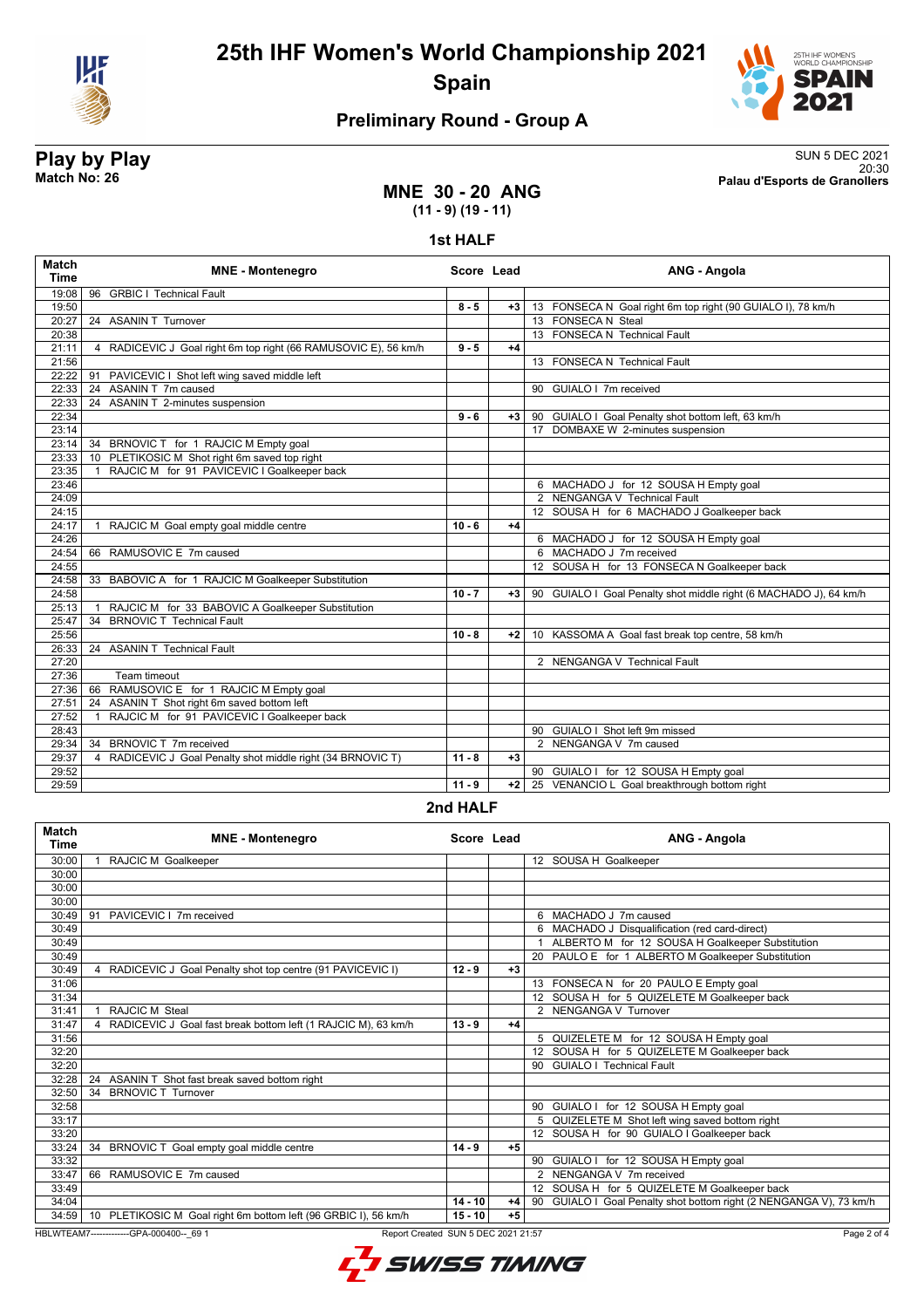# 25th IHF Women's World Championship 2021

## Spain

### Preliminary Round - Group A

**Play by Play**
**Match No: 26**

SUN 5 DEC 2021
20:30
**Palau d'Esports de Granollers**

## MNE 30 - 20 ANG
**(11 - 9) (19 - 11)**

### 1st HALF

| Match Time | MNE - Montenegro | Score | Lead | ANG - Angola |
|---|---|---|---|---|
| 19:08 | 96 GRBIC I Technical Fault | | | |
| 19:50 | | 8 - 5 | +3 | 13 FONSECA N Goal right 6m top right (90 GUIALO I), 78 km/h |
| 20:27 | 24 ASANIN T Turnover | | | 13 FONSECA N Steal |
| 20:38 | | | | 13 FONSECA N Technical Fault |
| 21:11 | 4 RADICEVIC J Goal right 6m top right (66 RAMUSOVIC E), 56 km/h | 9 - 5 | +4 | |
| 21:56 | | | | 13 FONSECA N Technical Fault |
| 22:22 | 91 PAVICEVIC I Shot left wing saved middle left | | | |
| 22:33 | 24 ASANIN T 7m caused | | | 90 GUIALO I 7m received |
| 22:33 | 24 ASANIN T 2-minutes suspension | | | |
| 22:34 | | 9 - 6 | +3 | 90 GUIALO I Goal Penalty shot bottom left, 63 km/h |
| 23:14 | | | | 17 DOMBAXE W 2-minutes suspension |
| 23:14 | 34 BRNOVIC T for 1 RAJCIC M Empty goal | | | |
| 23:33 | 10 PLETIKOSIC M Shot right 6m saved top right | | | |
| 23:35 | 1 RAJCIC M for 91 PAVICEVIC I Goalkeeper back | | | |
| 23:46 | | | | 6 MACHADO J for 12 SOUSA H Empty goal |
| 24:09 | | | | 2 NENGANGA V Technical Fault |
| 24:15 | | | | 12 SOUSA H for 6 MACHADO J Goalkeeper back |
| 24:17 | 1 RAJCIC M Goal empty goal middle centre | 10 - 6 | +4 | |
| 24:26 | | | | 6 MACHADO J for 12 SOUSA H Empty goal |
| 24:54 | 66 RAMUSOVIC E 7m caused | | | 6 MACHADO J 7m received |
| 24:55 | | | | 12 SOUSA H for 13 FONSECA N Goalkeeper back |
| 24:58 | 33 BABOVIC A for 1 RAJCIC M Goalkeeper Substitution | | | |
| 24:58 | | 10 - 7 | +3 | 90 GUIALO I Goal Penalty shot middle right (6 MACHADO J), 64 km/h |
| 25:13 | 1 RAJCIC M for 33 BABOVIC A Goalkeeper Substitution | | | |
| 25:47 | 34 BRNOVIC T Technical Fault | | | |
| 25:56 | | 10 - 8 | +2 | 10 KASSOMA A Goal fast break top centre, 58 km/h |
| 26:33 | 24 ASANIN T Technical Fault | | | |
| 27:20 | | | | 2 NENGANGA V Technical Fault |
| 27:36 | Team timeout | | | |
| 27:36 | 66 RAMUSOVIC E for 1 RAJCIC M Empty goal | | | |
| 27:51 | 24 ASANIN T Shot right 6m saved bottom left | | | |
| 27:52 | 1 RAJCIC M for 91 PAVICEVIC I Goalkeeper back | | | |
| 28:43 | | | | 90 GUIALO I Shot left 9m missed |
| 29:34 | 34 BRNOVIC T 7m received | | | 2 NENGANGA V 7m caused |
| 29:37 | 4 RADICEVIC J Goal Penalty shot middle right (34 BRNOVIC T) | 11 - 8 | +3 | |
| 29:52 | | | | 90 GUIALO I for 12 SOUSA H Empty goal |
| 29:59 | | 11 - 9 | +2 | 25 VENANCIO L Goal breakthrough bottom right |

### 2nd HALF

| Match Time | MNE - Montenegro | Score | Lead | ANG - Angola |
|---|---|---|---|---|
| 30:00 | 1 RAJCIC M Goalkeeper | | | 12 SOUSA H Goalkeeper |
| 30:00 | | | | |
| 30:00 | | | | |
| 30:00 | | | | |
| 30:49 | 91 PAVICEVIC I 7m received | | | 6 MACHADO J 7m caused |
| 30:49 | | | | 6 MACHADO J Disqualification (red card-direct) |
| 30:49 | | | | 1 ALBERTO M for 12 SOUSA H Goalkeeper Substitution |
| 30:49 | | | | 20 PAULO E for 1 ALBERTO M Goalkeeper Substitution |
| 30:49 | 4 RADICEVIC J Goal Penalty shot top centre (91 PAVICEVIC I) | 12 - 9 | +3 | |
| 31:06 | | | | 13 FONSECA N for 20 PAULO E Empty goal |
| 31:34 | | | | 12 SOUSA H for 5 QUIZELETE M Goalkeeper back |
| 31:41 | 1 RAJCIC M Steal | | | 2 NENGANGA V Turnover |
| 31:47 | 4 RADICEVIC J Goal fast break bottom left (1 RAJCIC M), 63 km/h | 13 - 9 | +4 | |
| 31:56 | | | | 5 QUIZELETE M for 12 SOUSA H Empty goal |
| 32:20 | | | | 12 SOUSA H for 5 QUIZELETE M Goalkeeper back |
| 32:20 | | | | 90 GUIALO I Technical Fault |
| 32:28 | 24 ASANIN T Shot fast break saved bottom right | | | |
| 32:50 | 34 BRNOVIC T Turnover | | | |
| 32:58 | | | | 90 GUIALO I for 12 SOUSA H Empty goal |
| 33:17 | | | | 5 QUIZELETE M Shot left wing saved bottom right |
| 33:20 | | | | 12 SOUSA H for 90 GUIALO I Goalkeeper back |
| 33:24 | 34 BRNOVIC T Goal empty goal middle centre | 14 - 9 | +5 | |
| 33:32 | | | | 90 GUIALO I for 12 SOUSA H Empty goal |
| 33:47 | 66 RAMUSOVIC E 7m caused | | | 2 NENGANGA V 7m received |
| 33:49 | | | | 12 SOUSA H for 5 QUIZELETE M Goalkeeper back |
| 34:04 | | 14 - 10 | +4 | 90 GUIALO I Goal Penalty shot bottom right (2 NENGANGA V), 73 km/h |
| 34:59 | 10 PLETIKOSIC M Goal right 6m bottom left (96 GRBIC I), 56 km/h | 15 - 10 | +5 | |

HBLWTEAM7-------------GPA-000400--_69 1 Report Created SUN 5 DEC 2021 21:57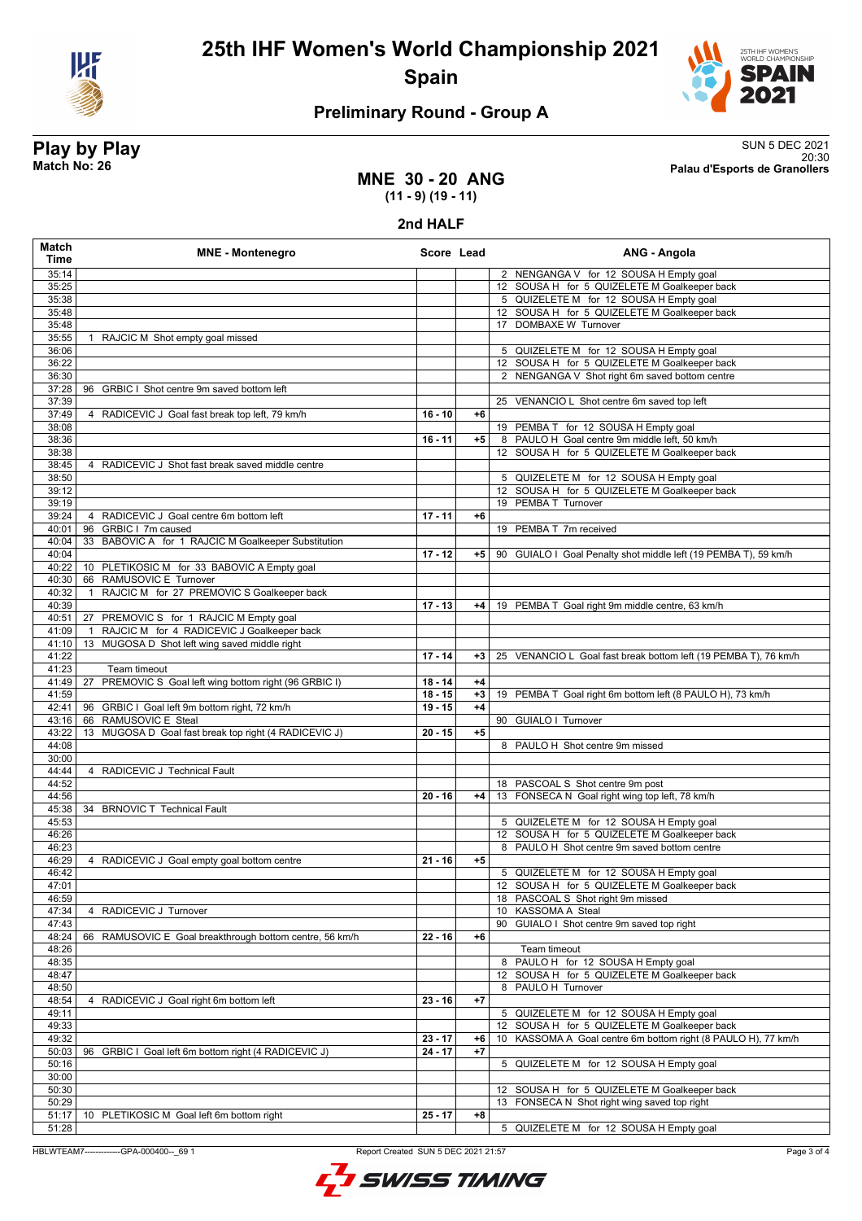# 25th IHF Women's World Championship 2021

## Spain

### Preliminary Round - Group A

**Play by Play**
**Match No: 26**

SUN 5 DEC 2021
20:30
**Palau d'Esports de Granollers**

## MNE 30 - 20 ANG
**(11 - 9) (19 - 11)**

### 2nd HALF

| Match Time | MNE - Montenegro | Score | Lead | ANG - Angola |
|---|---|---|---|---|
| 35:14 | | | | 2 NENGANGA V for 12 SOUSA H Empty goal |
| 35:25 | | | | 12 SOUSA H for 5 QUIZELETE M Goalkeeper back |
| 35:38 | | | | 5 QUIZELETE M for 12 SOUSA H Empty goal |
| 35:48 | | | | 12 SOUSA H for 5 QUIZELETE M Goalkeeper back |
| 35:48 | | | | 17 DOMBAXE W Turnover |
| 35:55 | 1 RAJCIC M Shot empty goal missed | | | |
| 36:06 | | | | 5 QUIZELETE M for 12 SOUSA H Empty goal |
| 36:22 | | | | 12 SOUSA H for 5 QUIZELETE M Goalkeeper back |
| 36:30 | | | | 2 NENGANGA V Shot right 6m saved bottom centre |
| 37:28 | 96 GRBIC I Shot centre 9m saved bottom left | | | |
| 37:39 | | | | 25 VENANCIO L Shot centre 6m saved top left |
| 37:49 | 4 RADICEVIC J Goal fast break top left, 79 km/h | 16 - 10 | +6 | |
| 38:08 | | | | 19 PEMBA T for 12 SOUSA H Empty goal |
| 38:36 | | 16 - 11 | +5 | 8 PAULO H Goal centre 9m middle left, 50 km/h |
| 38:38 | | | | 12 SOUSA H for 5 QUIZELETE M Goalkeeper back |
| 38:45 | 4 RADICEVIC J Shot fast break saved middle centre | | | |
| 38:50 | | | | 5 QUIZELETE M for 12 SOUSA H Empty goal |
| 39:12 | | | | 12 SOUSA H for 5 QUIZELETE M Goalkeeper back |
| 39:19 | | | | 19 PEMBA T Turnover |
| 39:24 | 4 RADICEVIC J Goal centre 6m bottom left | 17 - 11 | +6 | |
| 40:01 | 96 GRBIC I 7m caused | | | 19 PEMBA T 7m received |
| 40:04 | 33 BABOVIC A for 1 RAJCIC M Goalkeeper Substitution | | | |
| 40:04 | | 17 - 12 | +5 | 90 GUIALO I Goal Penalty shot middle left (19 PEMBA T), 59 km/h |
| 40:22 | 10 PLETIKOSIC M for 33 BABOVIC A Empty goal | | | |
| 40:30 | 66 RAMUSOVIC E Turnover | | | |
| 40:32 | 1 RAJCIC M for 27 PREMOVIC S Goalkeeper back | | | |
| 40:39 | | 17 - 13 | +4 | 19 PEMBA T Goal right 9m middle centre, 63 km/h |
| 40:51 | 27 PREMOVIC S for 1 RAJCIC M Empty goal | | | |
| 41:09 | 1 RAJCIC M for 4 RADICEVIC J Goalkeeper back | | | |
| 41:10 | 13 MUGOSA D Shot left wing saved middle right | | | |
| 41:22 | | 17 - 14 | +3 | 25 VENANCIO L Goal fast break bottom left (19 PEMBA T), 76 km/h |
| 41:23 | Team timeout | | | |
| 41:49 | 27 PREMOVIC S Goal left wing bottom right (96 GRBIC I) | 18 - 14 | +4 | |
| 41:59 | | 18 - 15 | +3 | 19 PEMBA T Goal right 6m bottom left (8 PAULO H), 73 km/h |
| 42:41 | 96 GRBIC I Goal left 9m bottom right, 72 km/h | 19 - 15 | +4 | |
| 43:16 | 66 RAMUSOVIC E Steal | | | 90 GUIALO I Turnover |
| 43:22 | 13 MUGOSA D Goal fast break top right (4 RADICEVIC J) | 20 - 15 | +5 | |
| 44:08 | | | | 8 PAULO H Shot centre 9m missed |
| 30:00 | | | | |
| 44:44 | 4 RADICEVIC J Technical Fault | | | |
| 44:52 | | | | 18 PASCOAL S Shot centre 9m post |
| 44:56 | | 20 - 16 | +4 | 13 FONSECA N Goal right wing top left, 78 km/h |
| 45:38 | 34 BRNOVIC T Technical Fault | | | |
| 45:53 | | | | 5 QUIZELETE M for 12 SOUSA H Empty goal |
| 46:26 | | | | 12 SOUSA H for 5 QUIZELETE M Goalkeeper back |
| 46:23 | | | | 8 PAULO H Shot centre 9m saved bottom centre |
| 46:29 | 4 RADICEVIC J Goal empty goal bottom centre | 21 - 16 | +5 | |
| 46:42 | | | | 5 QUIZELETE M for 12 SOUSA H Empty goal |
| 47:01 | | | | 12 SOUSA H for 5 QUIZELETE M Goalkeeper back |
| 46:59 | | | | 18 PASCOAL S Shot right 9m missed |
| 47:34 | 4 RADICEVIC J Turnover | | | 10 KASSOMA A Steal |
| 47:43 | | | | 90 GUIALO I Shot centre 9m saved top right |
| 48:24 | 66 RAMUSOVIC E Goal breakthrough bottom centre, 56 km/h | 22 - 16 | +6 | |
| 48:26 | | | | Team timeout |
| 48:35 | | | | 8 PAULO H for 12 SOUSA H Empty goal |
| 48:47 | | | | 12 SOUSA H for 5 QUIZELETE M Goalkeeper back |
| 48:50 | | | | 8 PAULO H Turnover |
| 48:54 | 4 RADICEVIC J Goal right 6m bottom left | 23 - 16 | +7 | |
| 49:11 | | | | 5 QUIZELETE M for 12 SOUSA H Empty goal |
| 49:33 | | | | 12 SOUSA H for 5 QUIZELETE M Goalkeeper back |
| 49:32 | | 23 - 17 | +6 | 10 KASSOMA A Goal centre 6m bottom right (8 PAULO H), 77 km/h |
| 50:03 | 96 GRBIC I Goal left 6m bottom right (4 RADICEVIC J) | 24 - 17 | +7 | |
| 50:16 | | | | 5 QUIZELETE M for 12 SOUSA H Empty goal |
| 30:00 | | | | |
| 50:30 | | | | 12 SOUSA H for 5 QUIZELETE M Goalkeeper back |
| 50:29 | | | | 13 FONSECA N Shot right wing saved top right |
| 51:17 | 10 PLETIKOSIC M Goal left 6m bottom right | 25 - 17 | +8 | |
| 51:28 | | | | 5 QUIZELETE M for 12 SOUSA H Empty goal |

HBLWTEAM7-------------GPA-000400--_69 1 Report Created SUN 5 DEC 2021 21:57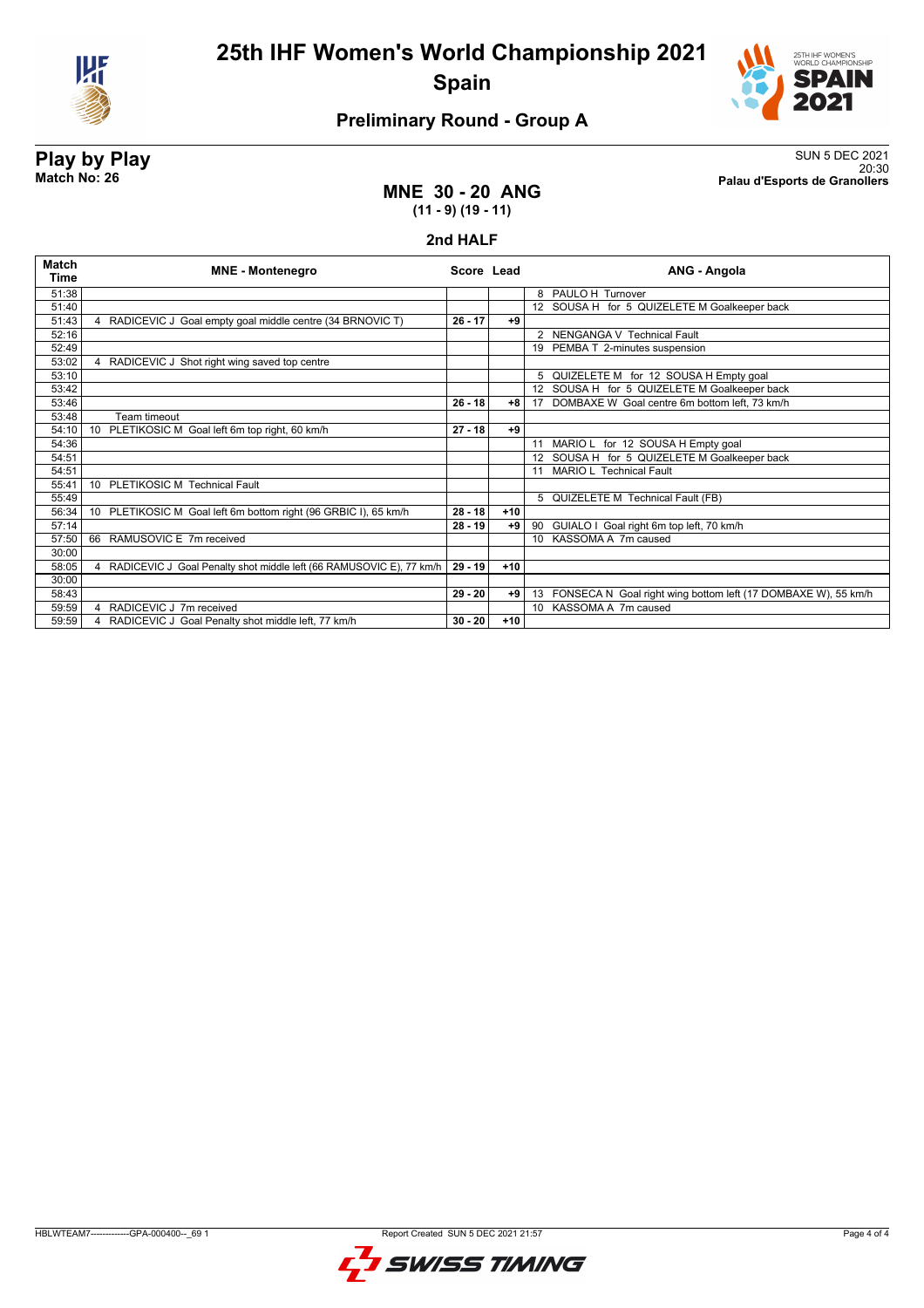# 25th IHF Women's World Championship 2021
## Spain

### Preliminary Round - Group A

**Play by Play**
**Match No: 26**

SUN 5 DEC 2021
20:30
**Palau d'Esports de Granollers**

## MNE 30 - 20 ANG
**(11 - 9) (19 - 11)**

### 2nd HALF

| Match Time | MNE - Montenegro | Score | Lead | ANG - Angola |
|---|---|---|---|---|
| 51:38 | | | | 8 PAULO H Turnover |
| 51:40 | | | | 12 SOUSA H for 5 QUIZELETE M Goalkeeper back |
| 51:43 | 4 RADICEVIC J Goal empty goal middle centre (34 BRNOVIC T) | 26 - 17 | +9 | |
| 52:16 | | | | 2 NENGANGA V Technical Fault |
| 52:49 | | | | 19 PEMBA T 2-minutes suspension |
| 53:02 | 4 RADICEVIC J Shot right wing saved top centre | | | |
| 53:10 | | | | 5 QUIZELETE M for 12 SOUSA H Empty goal |
| 53:42 | | | | 12 SOUSA H for 5 QUIZELETE M Goalkeeper back |
| 53:46 | | 26 - 18 | +8 | 17 DOMBAXE W Goal centre 6m bottom left, 73 km/h |
| 53:48 | Team timeout | | | |
| 54:10 | 10 PLETIKOSIC M Goal left 6m top right, 60 km/h | 27 - 18 | +9 | |
| 54:36 | | | | 11 MARIO L for 12 SOUSA H Empty goal |
| 54:51 | | | | 12 SOUSA H for 5 QUIZELETE M Goalkeeper back |
| 54:51 | | | | 11 MARIO L Technical Fault |
| 55:41 | 10 PLETIKOSIC M Technical Fault | | | |
| 55:49 | | | | 5 QUIZELETE M Technical Fault (FB) |
| 56:34 | 10 PLETIKOSIC M Goal left 6m bottom right (96 GRBIC I), 65 km/h | 28 - 18 | +10 | |
| 57:14 | | 28 - 19 | +9 | 90 GUIALO I Goal right 6m top left, 70 km/h |
| 57:50 | 66 RAMUSOVIC E 7m received | | | 10 KASSOMA A 7m caused |
| 30:00 | | | | |
| 58:05 | 4 RADICEVIC J Goal Penalty shot middle left (66 RAMUSOVIC E), 77 km/h | 29 - 19 | +10 | |
| 30:00 | | | | |
| 58:43 | | 29 - 20 | +9 | 13 FONSECA N Goal right wing bottom left (17 DOMBAXE W), 55 km/h |
| 59:59 | 4 RADICEVIC J 7m received | | | 10 KASSOMA A 7m caused |
| 59:59 | 4 RADICEVIC J Goal Penalty shot middle left, 77 km/h | 30 - 20 | +10 | |

HBLWTEAM7--------------GPA-000400--_69 1 Report Created SUN 5 DEC 2021 21:57